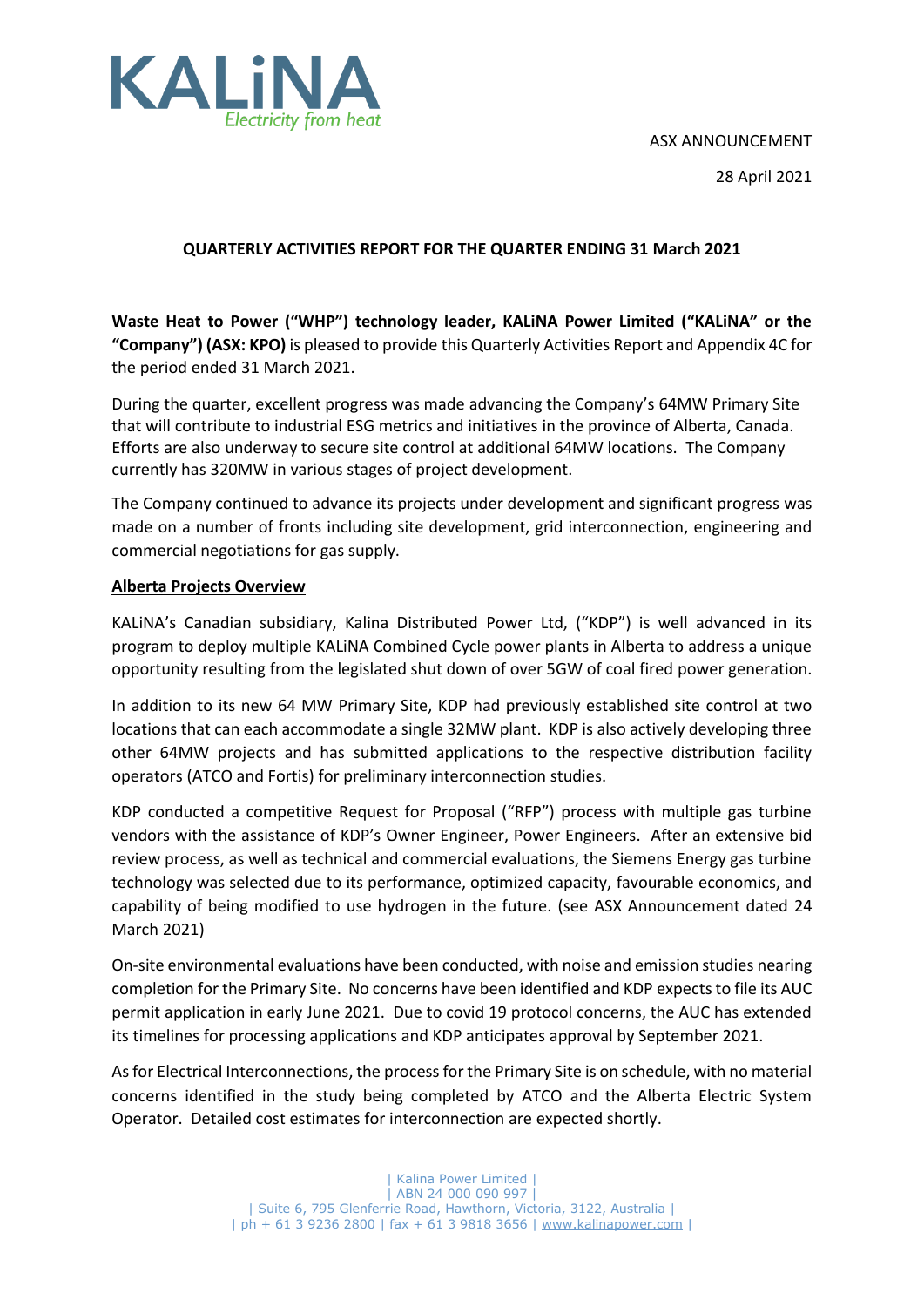KALiNA
*Electricity from heat*

ASX ANNOUNCEMENT

28 April 2021

**QUARTERLY ACTIVITIES REPORT FOR THE QUARTER ENDING 31 March 2021**

**Waste Heat to Power ("WHP") technology leader, KALiNA Power Limited ("KALiNA" or the "Company") (ASX: KPO)** is pleased to provide this Quarterly Activities Report and Appendix 4C for the period ended 31 March 2021.

During the quarter, excellent progress was made advancing the Company's 64MW Primary Site that will contribute to industrial ESG metrics and initiatives in the province of Alberta, Canada. Efforts are also underway to secure site control at additional 64MW locations. The Company currently has 320MW in various stages of project development.

The Company continued to advance its projects under development and significant progress was made on a number of fronts including site development, grid interconnection, engineering and commercial negotiations for gas supply.

**Alberta Projects Overview**

KALiNA's Canadian subsidiary, Kalina Distributed Power Ltd, ("KDP") is well advanced in its program to deploy multiple KALiNA Combined Cycle power plants in Alberta to address a unique opportunity resulting from the legislated shut down of over 5GW of coal fired power generation.

In addition to its new 64 MW Primary Site, KDP had previously established site control at two locations that can each accommodate a single 32MW plant. KDP is also actively developing three other 64MW projects and has submitted applications to the respective distribution facility operators (ATCO and Fortis) for preliminary interconnection studies.

KDP conducted a competitive Request for Proposal ("RFP") process with multiple gas turbine vendors with the assistance of KDP's Owner Engineer, Power Engineers. After an extensive bid review process, as well as technical and commercial evaluations, the Siemens Energy gas turbine technology was selected due to its performance, optimized capacity, favourable economics, and capability of being modified to use hydrogen in the future. (see ASX Announcement dated 24 March 2021)

On-site environmental evaluations have been conducted, with noise and emission studies nearing completion for the Primary Site. No concerns have been identified and KDP expects to file its AUC permit application in early June 2021. Due to covid 19 protocol concerns, the AUC has extended its timelines for processing applications and KDP anticipates approval by September 2021.

As for Electrical Interconnections, the process for the Primary Site is on schedule, with no material concerns identified in the study being completed by ATCO and the Alberta Electric System Operator. Detailed cost estimates for interconnection are expected shortly.

| Kalina Power Limited |
| ABN 24 000 090 997 |
| Suite 6, 795 Glenferrie Road, Hawthorn, Victoria, 3122, Australia |
| ph + 61 3 9236 2800 | fax + 61 3 9818 3656 | www.kalinapower.com |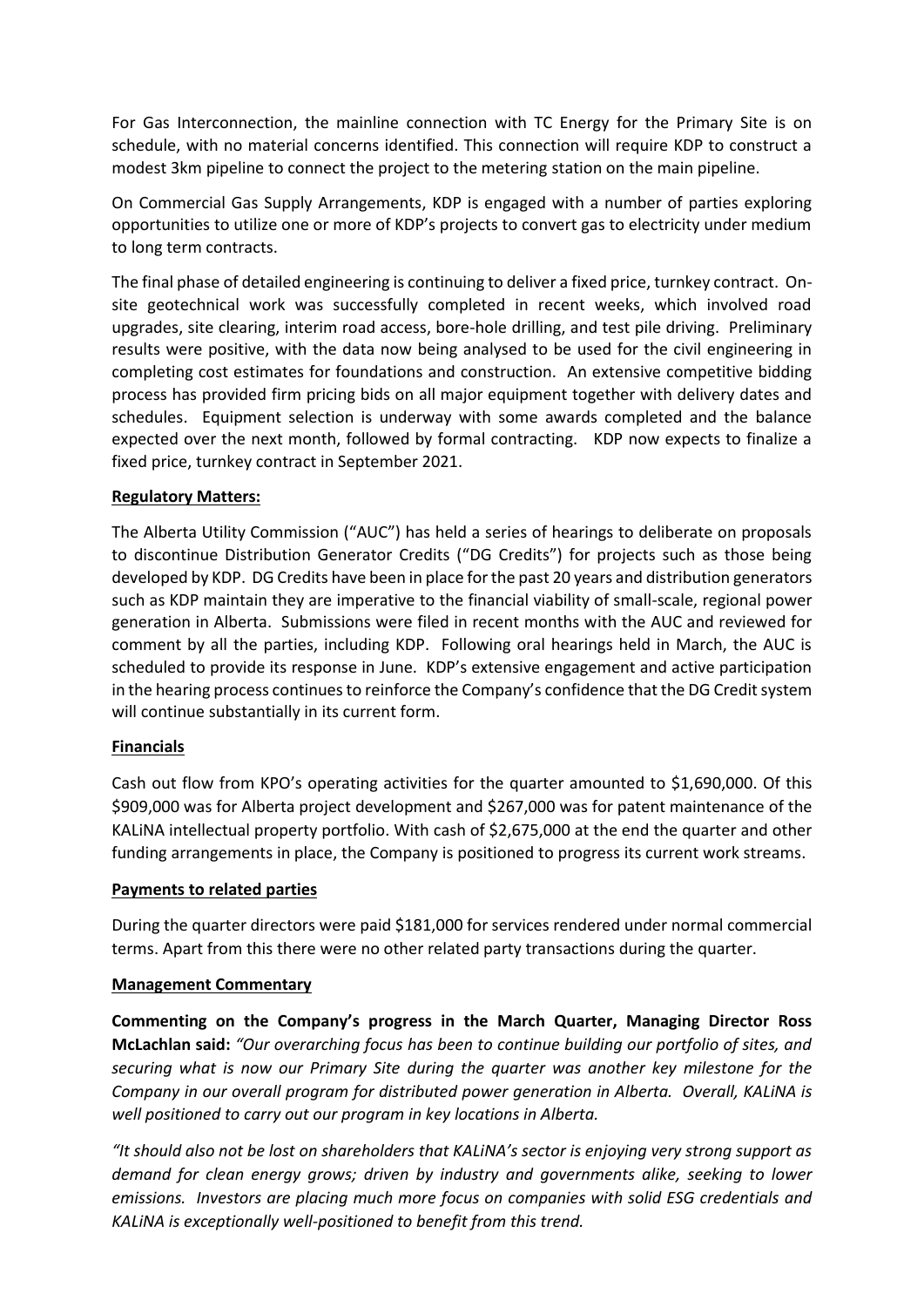For Gas Interconnection, the mainline connection with TC Energy for the Primary Site is on schedule, with no material concerns identified. This connection will require KDP to construct a modest 3km pipeline to connect the project to the metering station on the main pipeline.

On Commercial Gas Supply Arrangements, KDP is engaged with a number of parties exploring opportunities to utilize one or more of KDP's projects to convert gas to electricity under medium to long term contracts.

The final phase of detailed engineering is continuing to deliver a fixed price, turnkey contract. On-site geotechnical work was successfully completed in recent weeks, which involved road upgrades, site clearing, interim road access, bore-hole drilling, and test pile driving. Preliminary results were positive, with the data now being analysed to be used for the civil engineering in completing cost estimates for foundations and construction. An extensive competitive bidding process has provided firm pricing bids on all major equipment together with delivery dates and schedules. Equipment selection is underway with some awards completed and the balance expected over the next month, followed by formal contracting. KDP now expects to finalize a fixed price, turnkey contract in September 2021.

## Regulatory Matters:

The Alberta Utility Commission ("AUC") has held a series of hearings to deliberate on proposals to discontinue Distribution Generator Credits ("DG Credits") for projects such as those being developed by KDP. DG Credits have been in place for the past 20 years and distribution generators such as KDP maintain they are imperative to the financial viability of small-scale, regional power generation in Alberta. Submissions were filed in recent months with the AUC and reviewed for comment by all the parties, including KDP. Following oral hearings held in March, the AUC is scheduled to provide its response in June. KDP's extensive engagement and active participation in the hearing process continues to reinforce the Company's confidence that the DG Credit system will continue substantially in its current form.

## Financials

Cash out flow from KPO's operating activities for the quarter amounted to $1,690,000. Of this $909,000 was for Alberta project development and $267,000 was for patent maintenance of the KALiNA intellectual property portfolio. With cash of $2,675,000 at the end the quarter and other funding arrangements in place, the Company is positioned to progress its current work streams.

## Payments to related parties

During the quarter directors were paid $181,000 for services rendered under normal commercial terms. Apart from this there were no other related party transactions during the quarter.

## Management Commentary

**Commenting on the Company's progress in the March Quarter, Managing Director Ross McLachlan said:** *"Our overarching focus has been to continue building our portfolio of sites, and securing what is now our Primary Site during the quarter was another key milestone for the Company in our overall program for distributed power generation in Alberta. Overall, KALiNA is well positioned to carry out our program in key locations in Alberta.*

*"It should also not be lost on shareholders that KALiNA's sector is enjoying very strong support as demand for clean energy grows; driven by industry and governments alike, seeking to lower emissions. Investors are placing much more focus on companies with solid ESG credentials and KALiNA is exceptionally well-positioned to benefit from this trend.*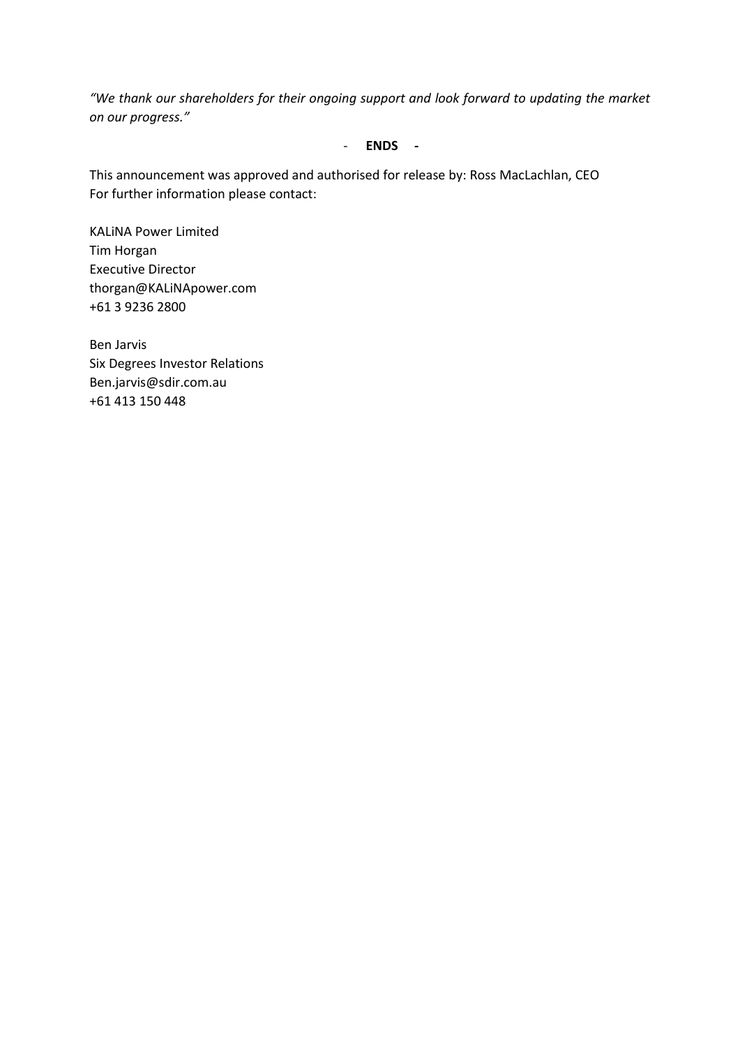*"We thank our shareholders for their ongoing support and look forward to updating the market on our progress."*

- **ENDS -**

This announcement was approved and authorised for release by: Ross MacLachlan, CEO
For further information please contact:

KALiNA Power Limited
Tim Horgan
Executive Director
thorgan@KALiNApower.com
+61 3 9236 2800

Ben Jarvis
Six Degrees Investor Relations
Ben.jarvis@sdir.com.au
+61 413 150 448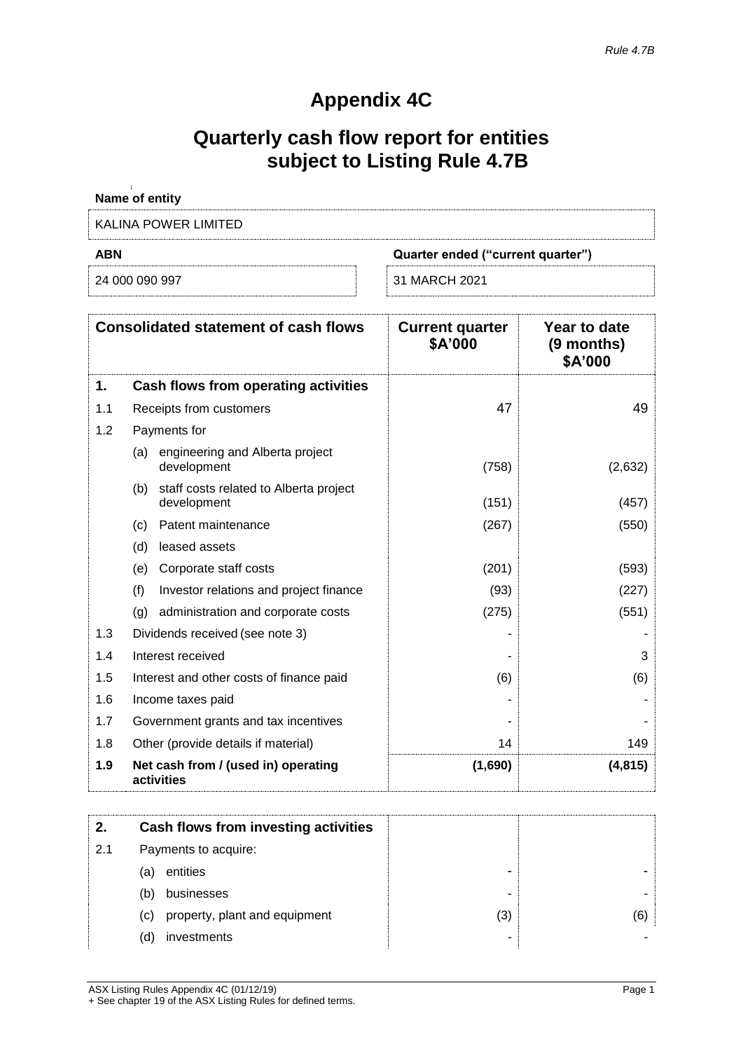*Rule 4.7B*

# Appendix 4C

# Quarterly cash flow report for entities subject to Listing Rule 4.7B

**Name of entity**

KALINA POWER LIMITED

| ABN | Quarter ended ("current quarter") |
|---|---|
| 24 000 090 997 | 31 MARCH 2021 |

| | Consolidated statement of cash flows | Current quarter $A'000 | Year to date (9 months) $A'000 |
|---|---|---|---|
| **1.** | **Cash flows from operating activities** | | |
| 1.1 | Receipts from customers | 47 | 49 |
| 1.2 | Payments for | | |
| | (a) engineering and Alberta project development | (758) | (2,632) |
| | (b) staff costs related to Alberta project development | (151) | (457) |
| | (c) Patent maintenance | (267) | (550) |
| | (d) leased assets | | |
| | (e) Corporate staff costs | (201) | (593) |
| | (f) Investor relations and project finance | (93) | (227) |
| | (g) administration and corporate costs | (275) | (551) |
| 1.3 | Dividends received (see note 3) | - | - |
| 1.4 | Interest received | - | 3 |
| 1.5 | Interest and other costs of finance paid | (6) | (6) |
| 1.6 | Income taxes paid | - | - |
| 1.7 | Government grants and tax incentives | - | - |
| 1.8 | Other (provide details if material) | 14 | 149 |
| **1.9** | **Net cash from / (used in) operating activities** | **(1,690)** | **(4,815)** |

| | | | |
|---|---|---|---|
| **2.** | **Cash flows from investing activities** | | |
| 2.1 | Payments to acquire: | | |
| | (a) entities | - | - |
| | (b) businesses | - | - |
| | (c) property, plant and equipment | (3) | (6) |
| | (d) investments | - | - |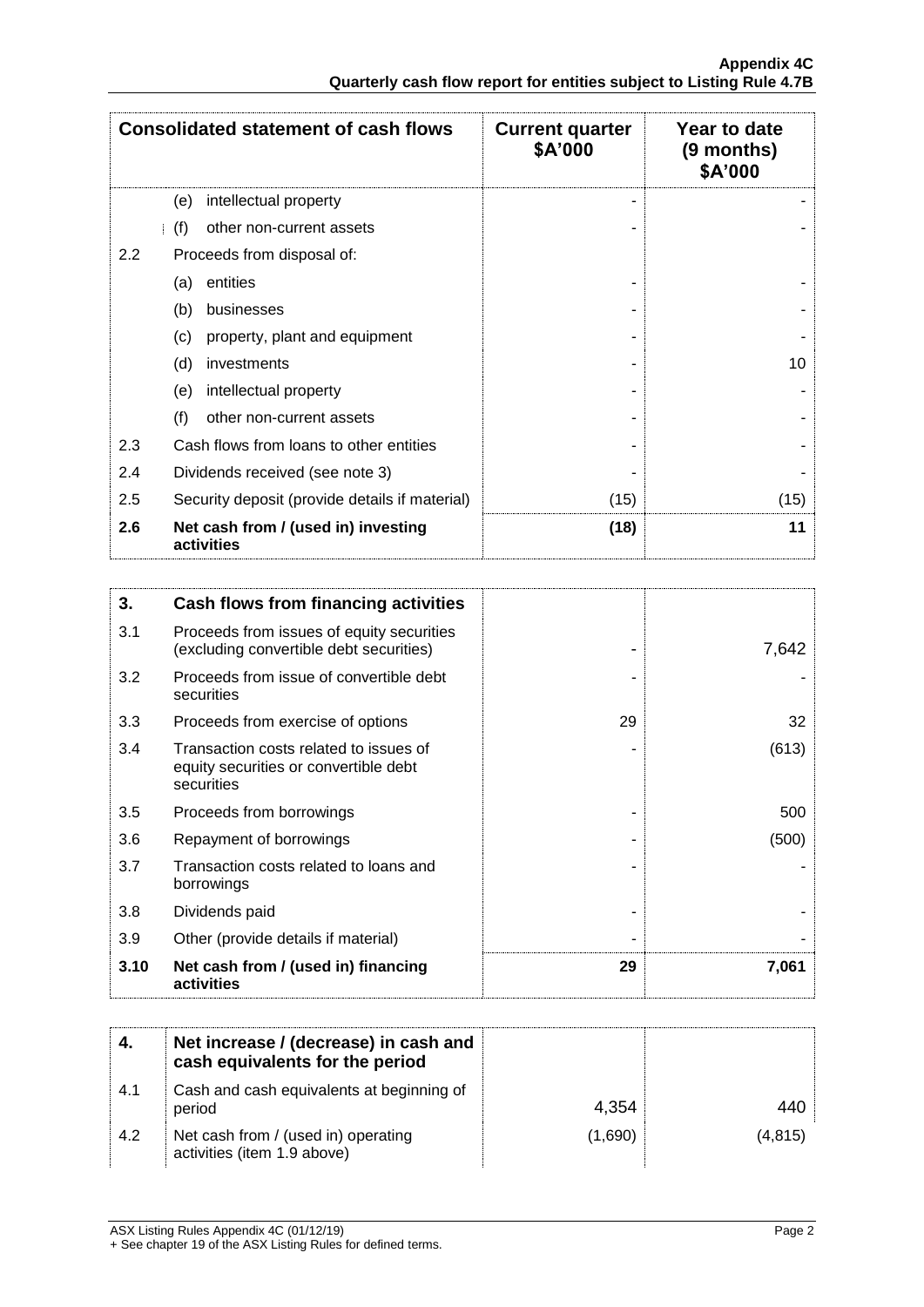| | Consolidated statement of cash flows | Current quarter $A'000 | Year to date (9 months) $A'000 |
|---|---|---|---|
| | (e) intellectual property | - | - |
| | (f) other non-current assets | - | - |
| 2.2 | Proceeds from disposal of: | | |
| | (a) entities | - | - |
| | (b) businesses | - | - |
| | (c) property, plant and equipment | - | - |
| | (d) investments | - | 10 |
| | (e) intellectual property | - | - |
| | (f) other non-current assets | - | - |
| 2.3 | Cash flows from loans to other entities | - | - |
| 2.4 | Dividends received (see note 3) | - | - |
| 2.5 | Security deposit (provide details if material) | (15) | (15) |
| **2.6** | **Net cash from / (used in) investing activities** | **(18)** | **11** |

| **3.** | **Cash flows from financing activities** | | |
|---|---|---|---|
| 3.1 | Proceeds from issues of equity securities (excluding convertible debt securities) | - | 7,642 |
| 3.2 | Proceeds from issue of convertible debt securities | - | - |
| 3.3 | Proceeds from exercise of options | 29 | 32 |
| 3.4 | Transaction costs related to issues of equity securities or convertible debt securities | - | (613) |
| 3.5 | Proceeds from borrowings | - | 500 |
| 3.6 | Repayment of borrowings | - | (500) |
| 3.7 | Transaction costs related to loans and borrowings | - | - |
| 3.8 | Dividends paid | - | - |
| 3.9 | Other (provide details if material) | - | - |
| **3.10** | **Net cash from / (used in) financing activities** | **29** | **7,061** |

| **4.** | **Net increase / (decrease) in cash and cash equivalents for the period** | | |
|---|---|---|---|
| 4.1 | Cash and cash equivalents at beginning of period | 4,354 | 440 |
| 4.2 | Net cash from / (used in) operating activities (item 1.9 above) | (1,690) | (4,815) |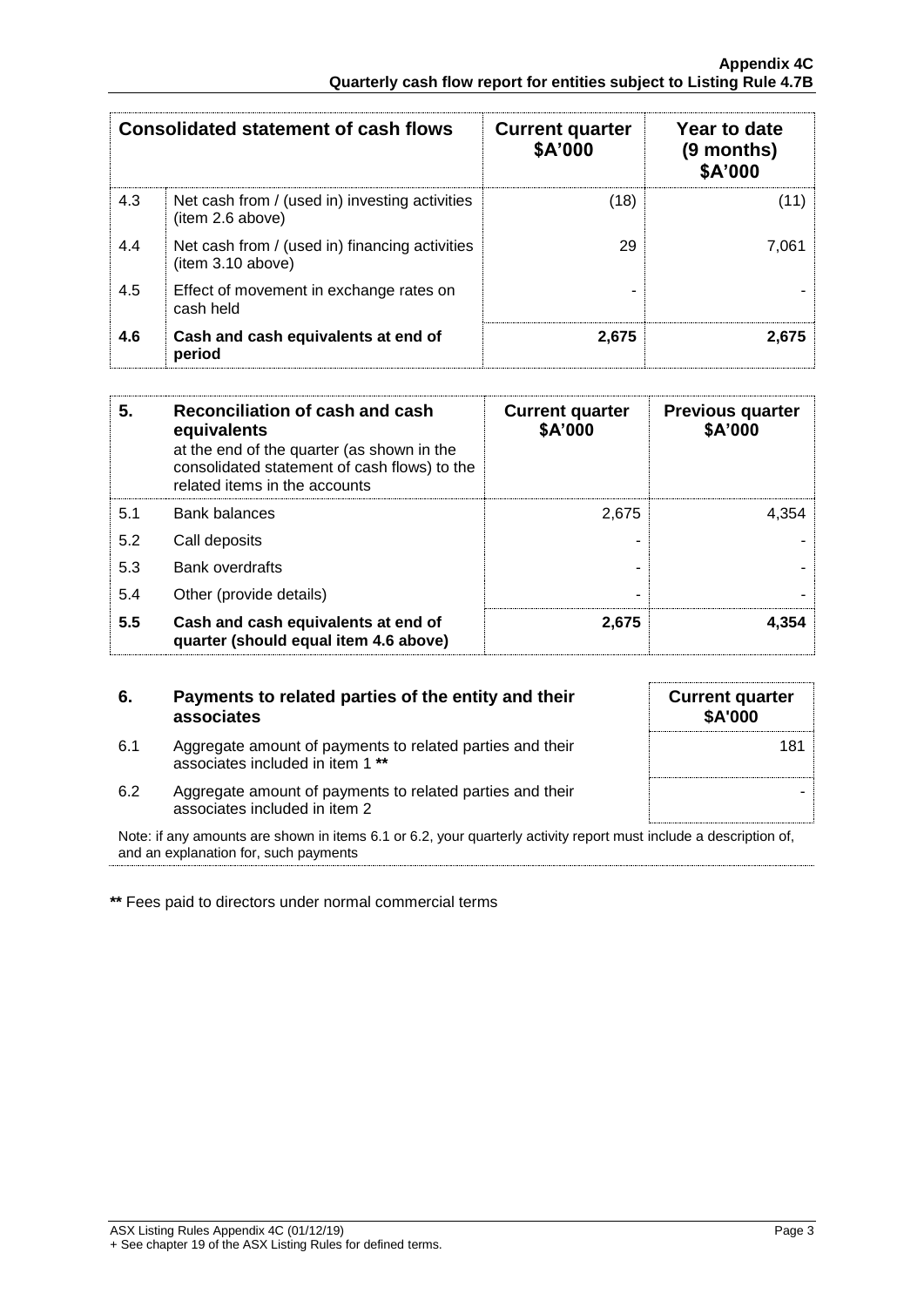| Consolidated statement of cash flows | | Current quarter $A'000 | Year to date (9 months) $A'000 |
|---|---|---|---|
| 4.3 | Net cash from / (used in) investing activities (item 2.6 above) | (18) | (11) |
| 4.4 | Net cash from / (used in) financing activities (item 3.10 above) | 29 | 7,061 |
| 4.5 | Effect of movement in exchange rates on cash held | - | - |
| **4.6** | **Cash and cash equivalents at end of period** | **2,675** | **2,675** |

| **5.** | **Reconciliation of cash and cash equivalents** at the end of the quarter (as shown in the consolidated statement of cash flows) to the related items in the accounts | Current quarter $A'000 | Previous quarter $A'000 |
|---|---|---|---|
| 5.1 | Bank balances | 2,675 | 4,354 |
| 5.2 | Call deposits | - | - |
| 5.3 | Bank overdrafts | - | - |
| 5.4 | Other (provide details) | - | - |
| **5.5** | **Cash and cash equivalents at end of quarter (should equal item 4.6 above)** | **2,675** | **4,354** |

| **6.** | **Payments to related parties of the entity and their associates** | **Current quarter $A'000** |
|---|---|---|
| 6.1 | Aggregate amount of payments to related parties and their associates included in item 1 ** | 181 |
| 6.2 | Aggregate amount of payments to related parties and their associates included in item 2 | - |

Note: if any amounts are shown in items 6.1 or 6.2, your quarterly activity report must include a description of, and an explanation for, such payments

** Fees paid to directors under normal commercial terms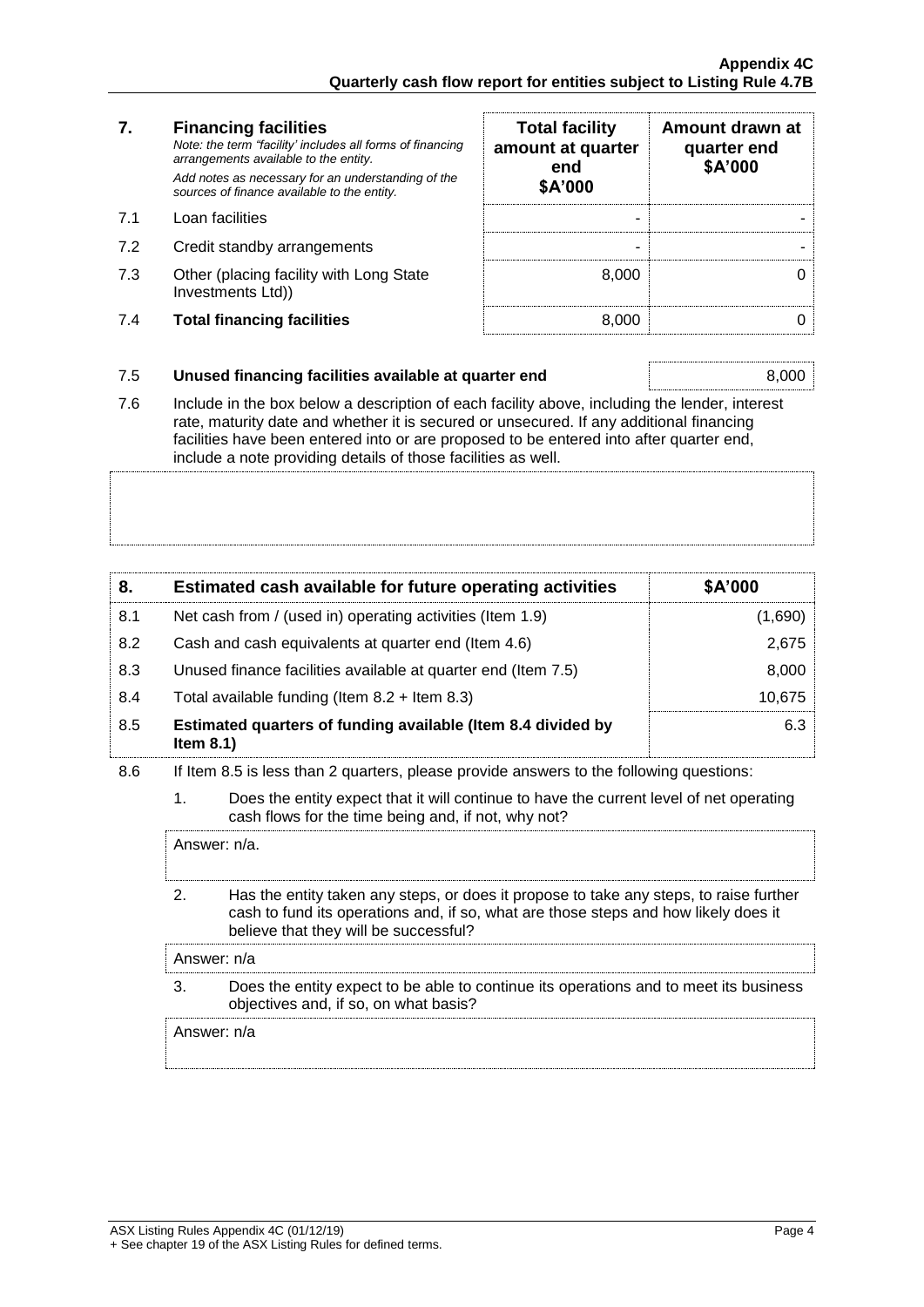| 7. | **Financing facilities**<br>*Note: the term "facility' includes all forms of financing arrangements available to the entity.*<br>*Add notes as necessary for an understanding of the sources of finance available to the entity.* | **Total facility amount at quarter end $A'000** | **Amount drawn at quarter end $A'000** |
|---|---|---|---|
| 7.1 | Loan facilities | - | - |
| 7.2 | Credit standby arrangements | - | - |
| 7.3 | Other (placing facility with Long State Investments Ltd)) | 8,000 | 0 |
| 7.4 | **Total financing facilities** | 8,000 | 0 |

| | | |
|---|---|---|
| 7.5 | **Unused financing facilities available at quarter end** | 8,000 |

7.6 Include in the box below a description of each facility above, including the lender, interest rate, maturity date and whether it is secured or unsecured. If any additional financing facilities have been entered into or are proposed to be entered into after quarter end, include a note providing details of those facilities as well.

| 8. | **Estimated cash available for future operating activities** | **$A'000** |
|---|---|---|
| 8.1 | Net cash from / (used in) operating activities (Item 1.9) | (1,690) |
| 8.2 | Cash and cash equivalents at quarter end (Item 4.6) | 2,675 |
| 8.3 | Unused finance facilities available at quarter end (Item 7.5) | 8,000 |
| 8.4 | Total available funding (Item 8.2 + Item 8.3) | 10,675 |
| 8.5 | **Estimated quarters of funding available (Item 8.4 divided by Item 8.1)** | 6.3 |

8.6 If Item 8.5 is less than 2 quarters, please provide answers to the following questions:

1. Does the entity expect that it will continue to have the current level of net operating cash flows for the time being and, if not, why not?

   Answer: n/a.

2. Has the entity taken any steps, or does it propose to take any steps, to raise further cash to fund its operations and, if so, what are those steps and how likely does it believe that they will be successful?

   Answer: n/a

3. Does the entity expect to be able to continue its operations and to meet its business objectives and, if so, on what basis?

   Answer: n/a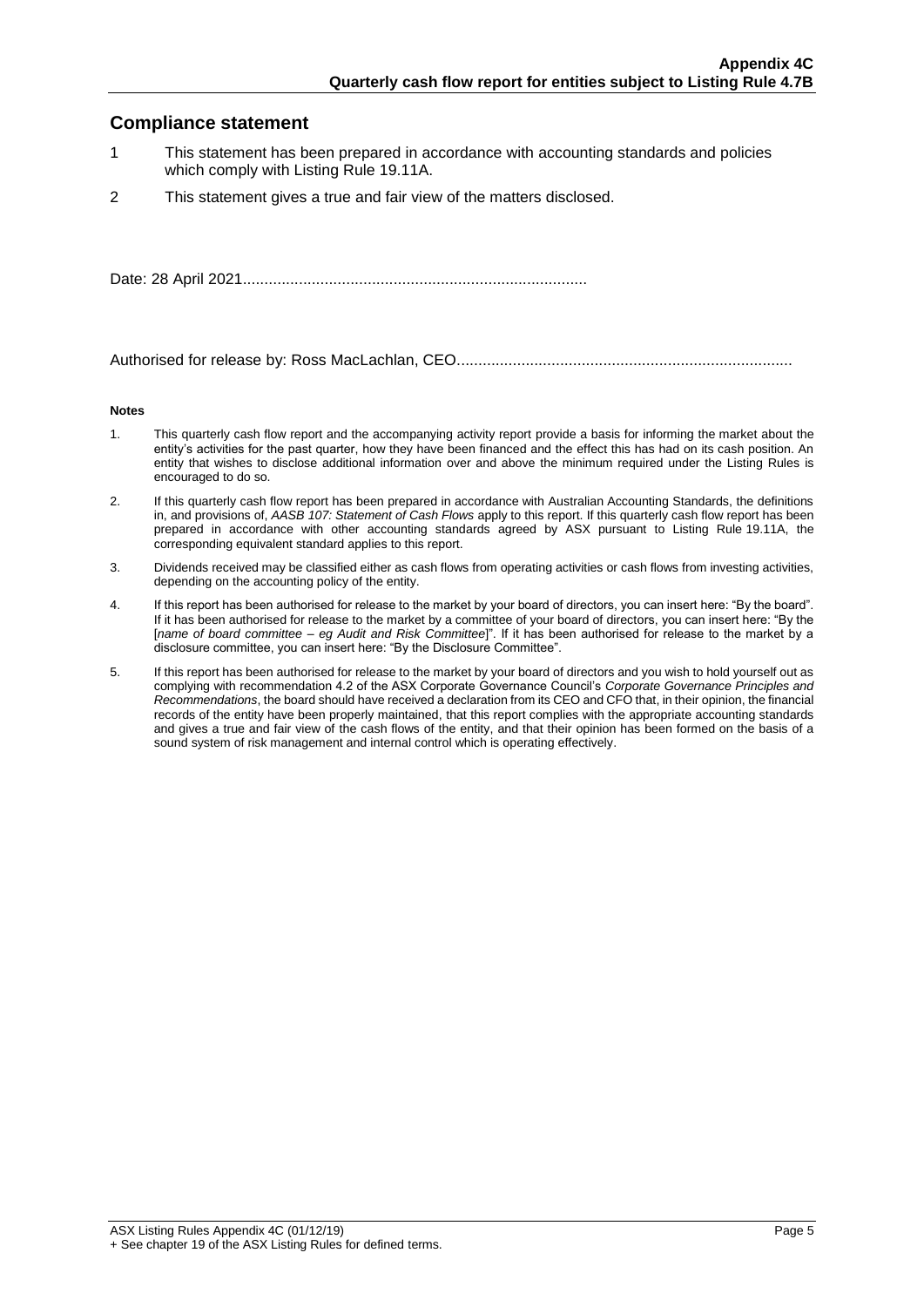## Compliance statement

1. This statement has been prepared in accordance with accounting standards and policies which comply with Listing Rule 19.11A.
2. This statement gives a true and fair view of the matters disclosed.

Date: 28 April 2021................................................................................

Authorised for release by: Ross MacLachlan, CEO.............................................................................

**Notes**

1. This quarterly cash flow report and the accompanying activity report provide a basis for informing the market about the entity's activities for the past quarter, how they have been financed and the effect this has had on its cash position. An entity that wishes to disclose additional information over and above the minimum required under the Listing Rules is encouraged to do so.
2. If this quarterly cash flow report has been prepared in accordance with Australian Accounting Standards, the definitions in, and provisions of, *AASB 107: Statement of Cash Flows* apply to this report. If this quarterly cash flow report has been prepared in accordance with other accounting standards agreed by ASX pursuant to Listing Rule 19.11A, the corresponding equivalent standard applies to this report.
3. Dividends received may be classified either as cash flows from operating activities or cash flows from investing activities, depending on the accounting policy of the entity.
4. If this report has been authorised for release to the market by your board of directors, you can insert here: "By the board". If it has been authorised for release to the market by a committee of your board of directors, you can insert here: "By the [*name of board committee – eg Audit and Risk Committee*]". If it has been authorised for release to the market by a disclosure committee, you can insert here: "By the Disclosure Committee".
5. If this report has been authorised for release to the market by your board of directors and you wish to hold yourself out as complying with recommendation 4.2 of the ASX Corporate Governance Council's *Corporate Governance Principles and Recommendations*, the board should have received a declaration from its CEO and CFO that, in their opinion, the financial records of the entity have been properly maintained, that this report complies with the appropriate accounting standards and gives a true and fair view of the cash flows of the entity, and that their opinion has been formed on the basis of a sound system of risk management and internal control which is operating effectively.